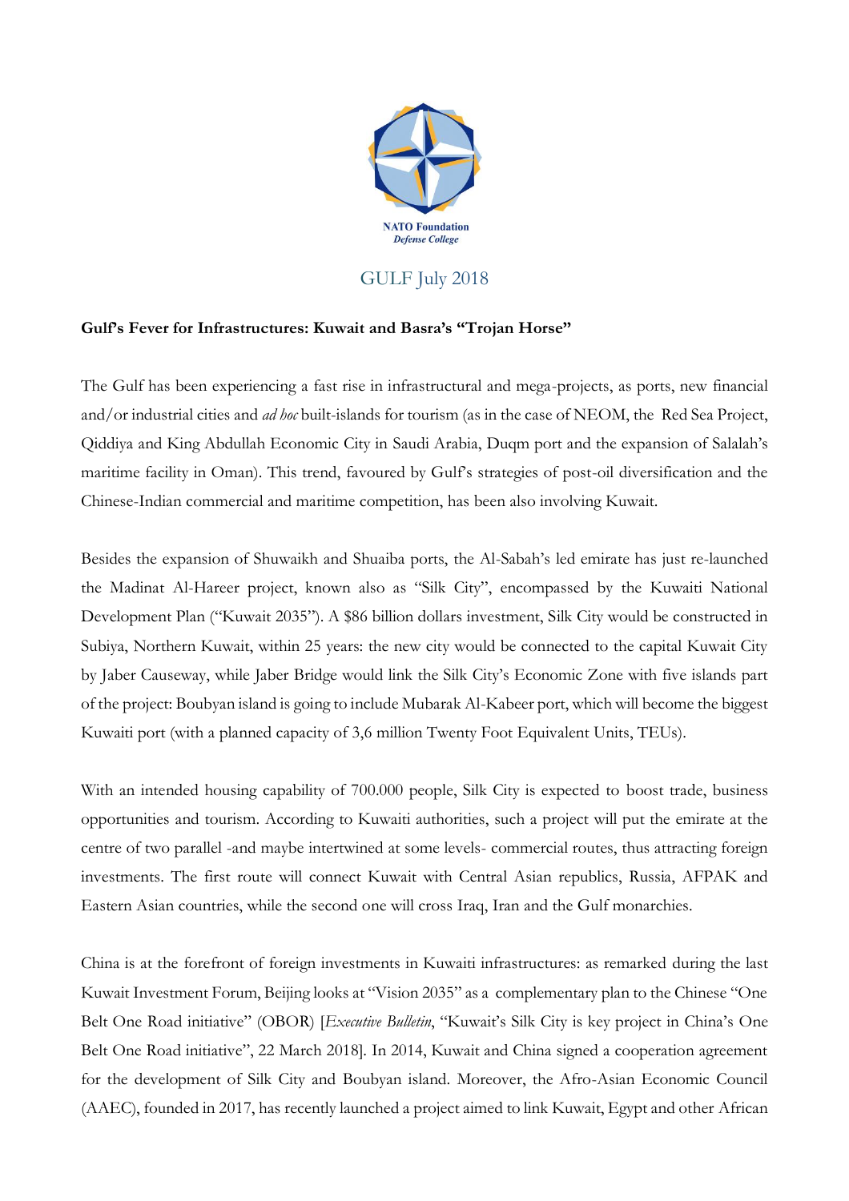NATO Foundation
*Defense College*

GULF July 2018

**Gulf's Fever for Infrastructures: Kuwait and Basra's "Trojan Horse"**

The Gulf has been experiencing a fast rise in infrastructural and mega-projects, as ports, new financial and/or industrial cities and *ad hoc* built-islands for tourism (as in the case of NEOM, the Red Sea Project, Qiddiya and King Abdullah Economic City in Saudi Arabia, Duqm port and the expansion of Salalah's maritime facility in Oman). This trend, favoured by Gulf's strategies of post-oil diversification and the Chinese-Indian commercial and maritime competition, has been also involving Kuwait.

Besides the expansion of Shuwaikh and Shuaiba ports, the Al-Sabah's led emirate has just re-launched the Madinat Al-Hareer project, known also as "Silk City", encompassed by the Kuwaiti National Development Plan ("Kuwait 2035"). A $86 billion dollars investment, Silk City would be constructed in Subiya, Northern Kuwait, within 25 years: the new city would be connected to the capital Kuwait City by Jaber Causeway, while Jaber Bridge would link the Silk City's Economic Zone with five islands part of the project: Boubyan island is going to include Mubarak Al-Kabeer port, which will become the biggest Kuwaiti port (with a planned capacity of 3,6 million Twenty Foot Equivalent Units, TEUs).

With an intended housing capability of 700.000 people, Silk City is expected to boost trade, business opportunities and tourism. According to Kuwaiti authorities, such a project will put the emirate at the centre of two parallel -and maybe intertwined at some levels- commercial routes, thus attracting foreign investments. The first route will connect Kuwait with Central Asian republics, Russia, AFPAK and Eastern Asian countries, while the second one will cross Iraq, Iran and the Gulf monarchies.

China is at the forefront of foreign investments in Kuwaiti infrastructures: as remarked during the last Kuwait Investment Forum, Beijing looks at "Vision 2035" as a complementary plan to the Chinese "One Belt One Road initiative" (OBOR) [*Executive Bulletin*, "Kuwait's Silk City is key project in China's One Belt One Road initiative", 22 March 2018]. In 2014, Kuwait and China signed a cooperation agreement for the development of Silk City and Boubyan island. Moreover, the Afro-Asian Economic Council (AAEC), founded in 2017, has recently launched a project aimed to link Kuwait, Egypt and other African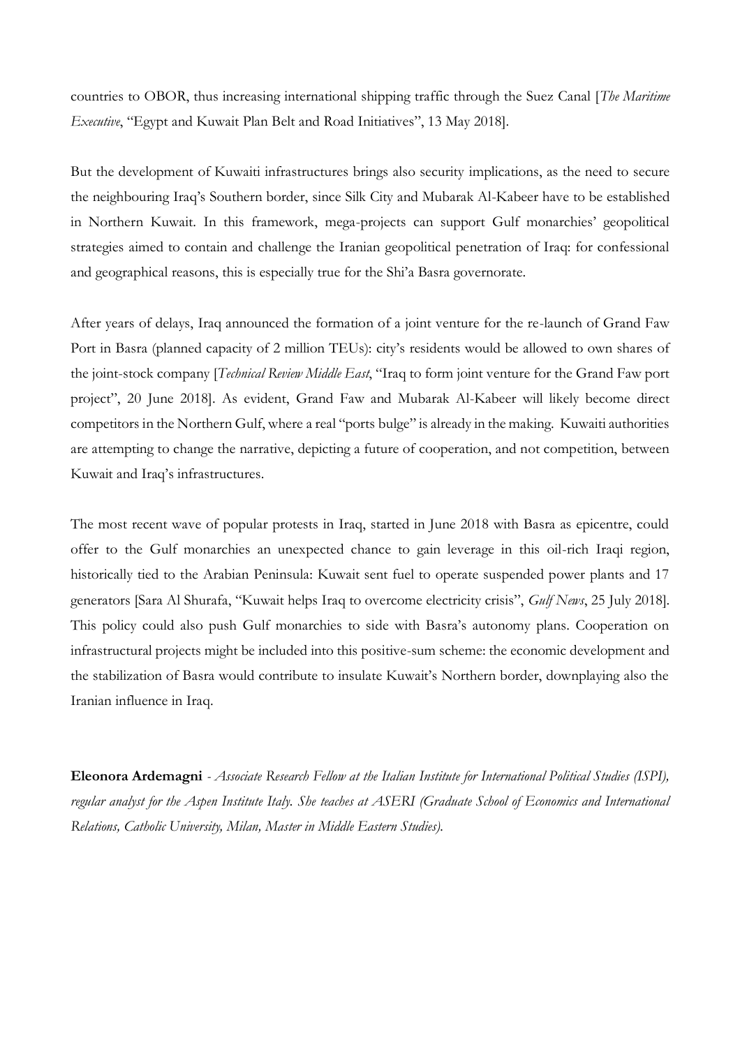countries to OBOR, thus increasing international shipping traffic through the Suez Canal [*The Maritime Executive*, "Egypt and Kuwait Plan Belt and Road Initiatives", 13 May 2018].

But the development of Kuwaiti infrastructures brings also security implications, as the need to secure the neighbouring Iraq's Southern border, since Silk City and Mubarak Al-Kabeer have to be established in Northern Kuwait. In this framework, mega-projects can support Gulf monarchies' geopolitical strategies aimed to contain and challenge the Iranian geopolitical penetration of Iraq: for confessional and geographical reasons, this is especially true for the Shi'a Basra governorate.

After years of delays, Iraq announced the formation of a joint venture for the re-launch of Grand Faw Port in Basra (planned capacity of 2 million TEUs): city's residents would be allowed to own shares of the joint-stock company [*Technical Review Middle East*, "Iraq to form joint venture for the Grand Faw port project", 20 June 2018]. As evident, Grand Faw and Mubarak Al-Kabeer will likely become direct competitors in the Northern Gulf, where a real "ports bulge" is already in the making. Kuwaiti authorities are attempting to change the narrative, depicting a future of cooperation, and not competition, between Kuwait and Iraq's infrastructures.

The most recent wave of popular protests in Iraq, started in June 2018 with Basra as epicentre, could offer to the Gulf monarchies an unexpected chance to gain leverage in this oil-rich Iraqi region, historically tied to the Arabian Peninsula: Kuwait sent fuel to operate suspended power plants and 17 generators [Sara Al Shurafa, "Kuwait helps Iraq to overcome electricity crisis", *Gulf News*, 25 July 2018]. This policy could also push Gulf monarchies to side with Basra's autonomy plans. Cooperation on infrastructural projects might be included into this positive-sum scheme: the economic development and the stabilization of Basra would contribute to insulate Kuwait's Northern border, downplaying also the Iranian influence in Iraq.

**Eleonora Ardemagni** - *Associate Research Fellow at the Italian Institute for International Political Studies (ISPI), regular analyst for the Aspen Institute Italy. She teaches at ASERI (Graduate School of Economics and International Relations, Catholic University, Milan, Master in Middle Eastern Studies).*